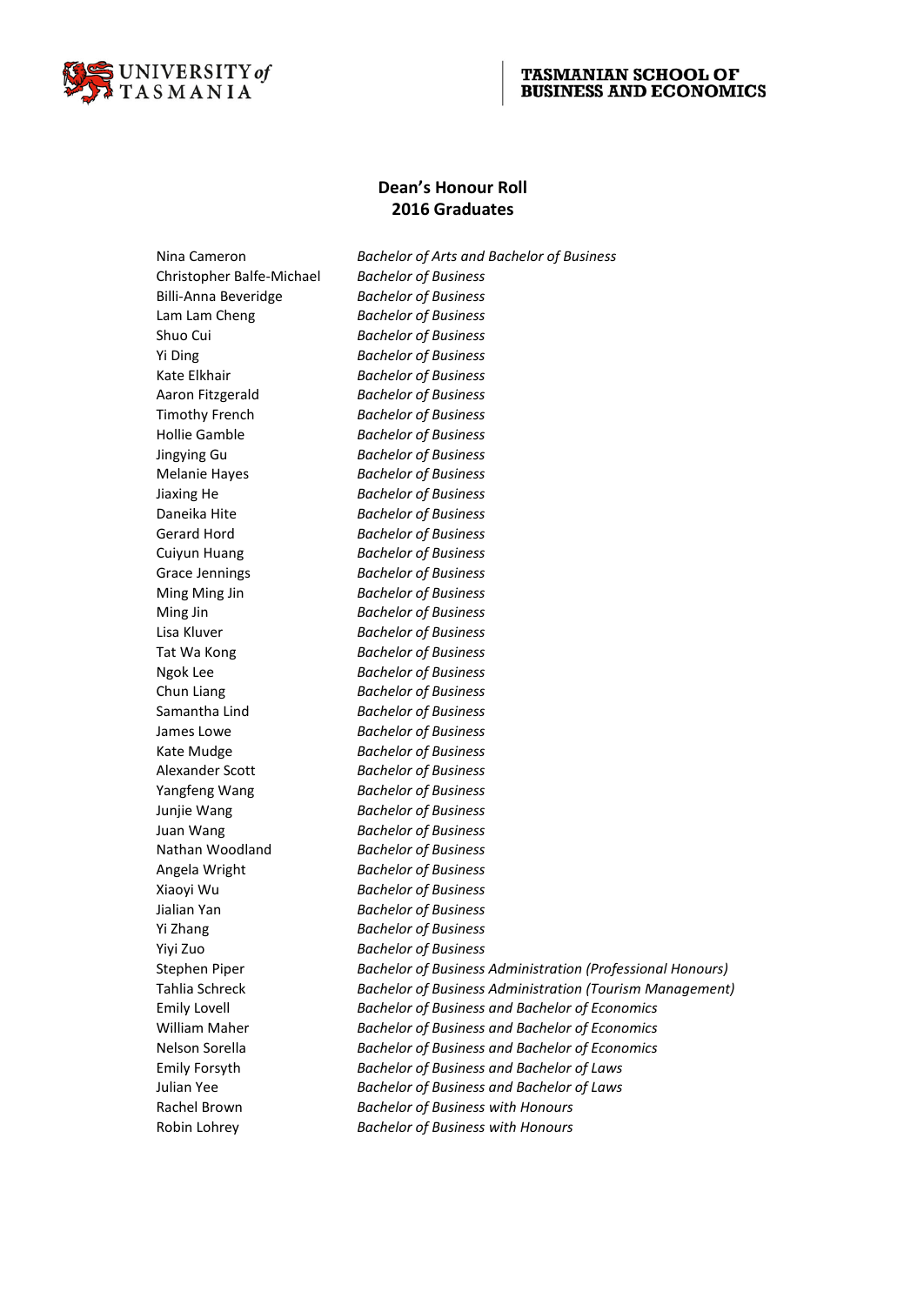UNIVERSITY of TASMANIA

TASMANIAN SCHOOL OF BUSINESS AND ECONOMICS

## Dean's Honour Roll
## 2016 Graduates

| | |
|---|---|
| Nina Cameron | *Bachelor of Arts and Bachelor of Business* |
| Christopher Balfe-Michael | *Bachelor of Business* |
| Billi-Anna Beveridge | *Bachelor of Business* |
| Lam Lam Cheng | *Bachelor of Business* |
| Shuo Cui | *Bachelor of Business* |
| Yi Ding | *Bachelor of Business* |
| Kate Elkhair | *Bachelor of Business* |
| Aaron Fitzgerald | *Bachelor of Business* |
| Timothy French | *Bachelor of Business* |
| Hollie Gamble | *Bachelor of Business* |
| Jingying Gu | *Bachelor of Business* |
| Melanie Hayes | *Bachelor of Business* |
| Jiaxing He | *Bachelor of Business* |
| Daneika Hite | *Bachelor of Business* |
| Gerard Hord | *Bachelor of Business* |
| Cuiyun Huang | *Bachelor of Business* |
| Grace Jennings | *Bachelor of Business* |
| Ming Ming Jin | *Bachelor of Business* |
| Ming Jin | *Bachelor of Business* |
| Lisa Kluver | *Bachelor of Business* |
| Tat Wa Kong | *Bachelor of Business* |
| Ngok Lee | *Bachelor of Business* |
| Chun Liang | *Bachelor of Business* |
| Samantha Lind | *Bachelor of Business* |
| James Lowe | *Bachelor of Business* |
| Kate Mudge | *Bachelor of Business* |
| Alexander Scott | *Bachelor of Business* |
| Yangfeng Wang | *Bachelor of Business* |
| Junjie Wang | *Bachelor of Business* |
| Juan Wang | *Bachelor of Business* |
| Nathan Woodland | *Bachelor of Business* |
| Angela Wright | *Bachelor of Business* |
| Xiaoyi Wu | *Bachelor of Business* |
| Jialian Yan | *Bachelor of Business* |
| Yi Zhang | *Bachelor of Business* |
| Yiyi Zuo | *Bachelor of Business* |
| Stephen Piper | *Bachelor of Business Administration (Professional Honours)* |
| Tahlia Schreck | *Bachelor of Business Administration (Tourism Management)* |
| Emily Lovell | *Bachelor of Business and Bachelor of Economics* |
| William Maher | *Bachelor of Business and Bachelor of Economics* |
| Nelson Sorella | *Bachelor of Business and Bachelor of Economics* |
| Emily Forsyth | *Bachelor of Business and Bachelor of Laws* |
| Julian Yee | *Bachelor of Business and Bachelor of Laws* |
| Rachel Brown | *Bachelor of Business with Honours* |
| Robin Lohrey | *Bachelor of Business with Honours* |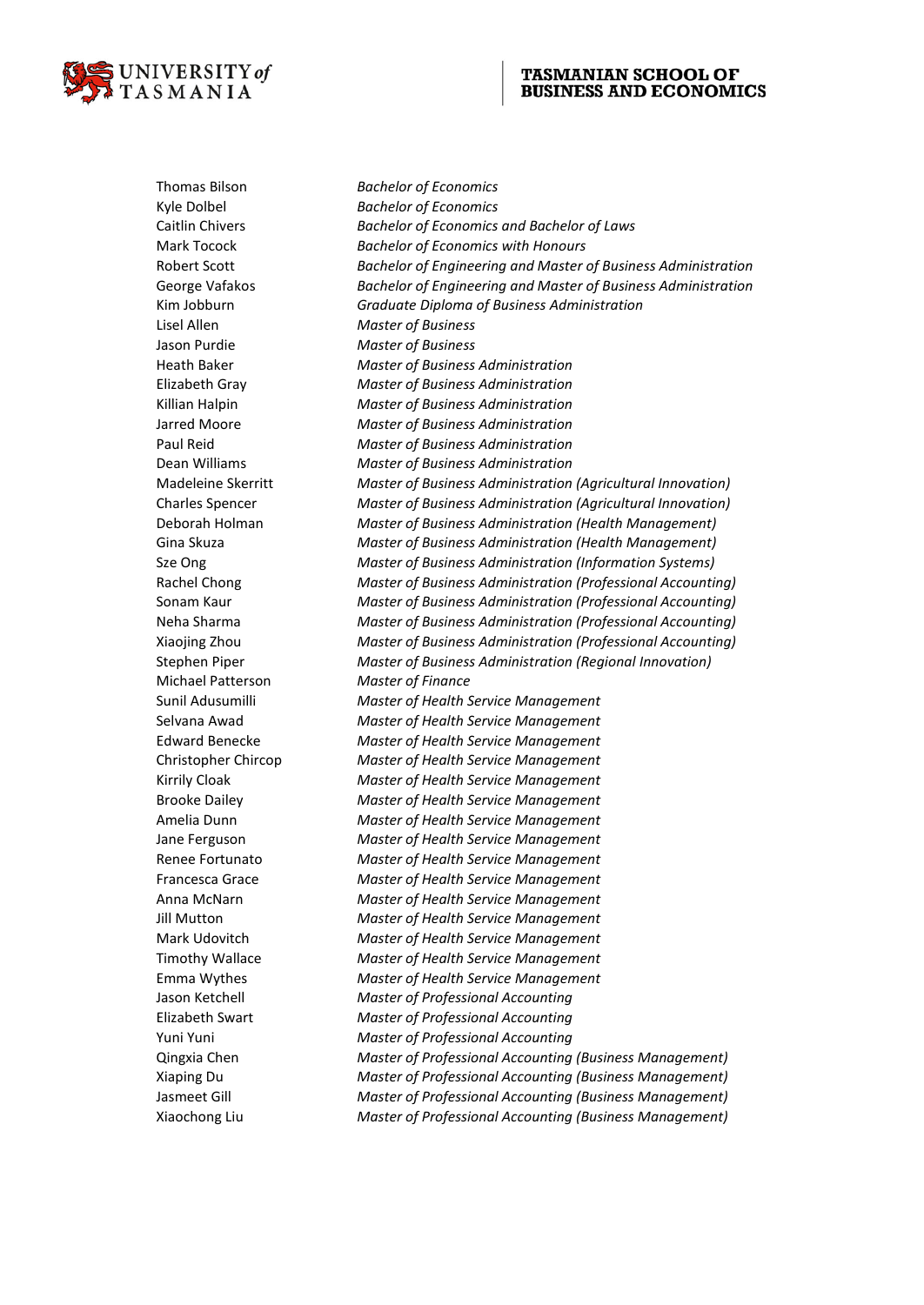| | |
|---|---|
| Thomas Bilson | *Bachelor of Economics* |
| Kyle Dolbel | *Bachelor of Economics* |
| Caitlin Chivers | *Bachelor of Economics and Bachelor of Laws* |
| Mark Tocock | *Bachelor of Economics with Honours* |
| Robert Scott | *Bachelor of Engineering and Master of Business Administration* |
| George Vafakos | *Bachelor of Engineering and Master of Business Administration* |
| Kim Jobburn | *Graduate Diploma of Business Administration* |
| Lisel Allen | *Master of Business* |
| Jason Purdie | *Master of Business* |
| Heath Baker | *Master of Business Administration* |
| Elizabeth Gray | *Master of Business Administration* |
| Killian Halpin | *Master of Business Administration* |
| Jarred Moore | *Master of Business Administration* |
| Paul Reid | *Master of Business Administration* |
| Dean Williams | *Master of Business Administration* |
| Madeleine Skerritt | *Master of Business Administration (Agricultural Innovation)* |
| Charles Spencer | *Master of Business Administration (Agricultural Innovation)* |
| Deborah Holman | *Master of Business Administration (Health Management)* |
| Gina Skuza | *Master of Business Administration (Health Management)* |
| Sze Ong | *Master of Business Administration (Information Systems)* |
| Rachel Chong | *Master of Business Administration (Professional Accounting)* |
| Sonam Kaur | *Master of Business Administration (Professional Accounting)* |
| Neha Sharma | *Master of Business Administration (Professional Accounting)* |
| Xiaojing Zhou | *Master of Business Administration (Professional Accounting)* |
| Stephen Piper | *Master of Business Administration (Regional Innovation)* |
| Michael Patterson | *Master of Finance* |
| Sunil Adusumilli | *Master of Health Service Management* |
| Selvana Awad | *Master of Health Service Management* |
| Edward Benecke | *Master of Health Service Management* |
| Christopher Chircop | *Master of Health Service Management* |
| Kirrily Cloak | *Master of Health Service Management* |
| Brooke Dailey | *Master of Health Service Management* |
| Amelia Dunn | *Master of Health Service Management* |
| Jane Ferguson | *Master of Health Service Management* |
| Renee Fortunato | *Master of Health Service Management* |
| Francesca Grace | *Master of Health Service Management* |
| Anna McNarn | *Master of Health Service Management* |
| Jill Mutton | *Master of Health Service Management* |
| Mark Udovitch | *Master of Health Service Management* |
| Timothy Wallace | *Master of Health Service Management* |
| Emma Wythes | *Master of Health Service Management* |
| Jason Ketchell | *Master of Professional Accounting* |
| Elizabeth Swart | *Master of Professional Accounting* |
| Yuni Yuni | *Master of Professional Accounting* |
| Qingxia Chen | *Master of Professional Accounting (Business Management)* |
| Xiaping Du | *Master of Professional Accounting (Business Management)* |
| Jasmeet Gill | *Master of Professional Accounting (Business Management)* |
| Xiaochong Liu | *Master of Professional Accounting (Business Management)* |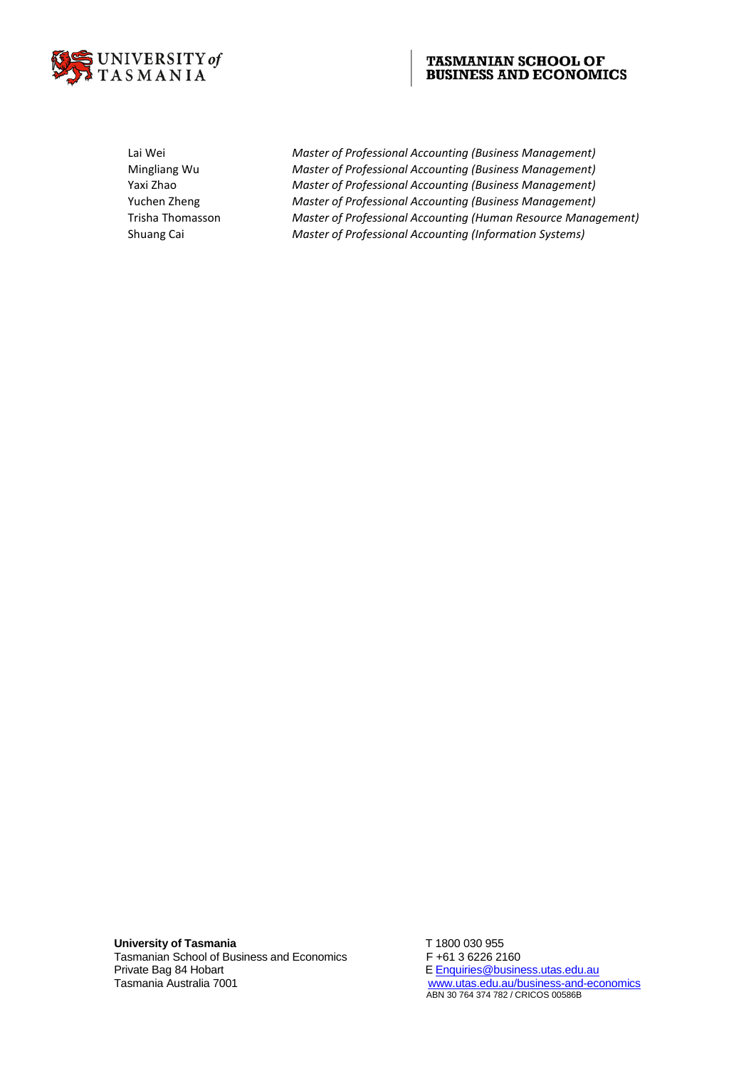| | |
|---|---|
| Lai Wei | *Master of Professional Accounting (Business Management)* |
| Mingliang Wu | *Master of Professional Accounting (Business Management)* |
| Yaxi Zhao | *Master of Professional Accounting (Business Management)* |
| Yuchen Zheng | *Master of Professional Accounting (Business Management)* |
| Trisha Thomasson | *Master of Professional Accounting (Human Resource Management)* |
| Shuang Cai | *Master of Professional Accounting (Information Systems)* |